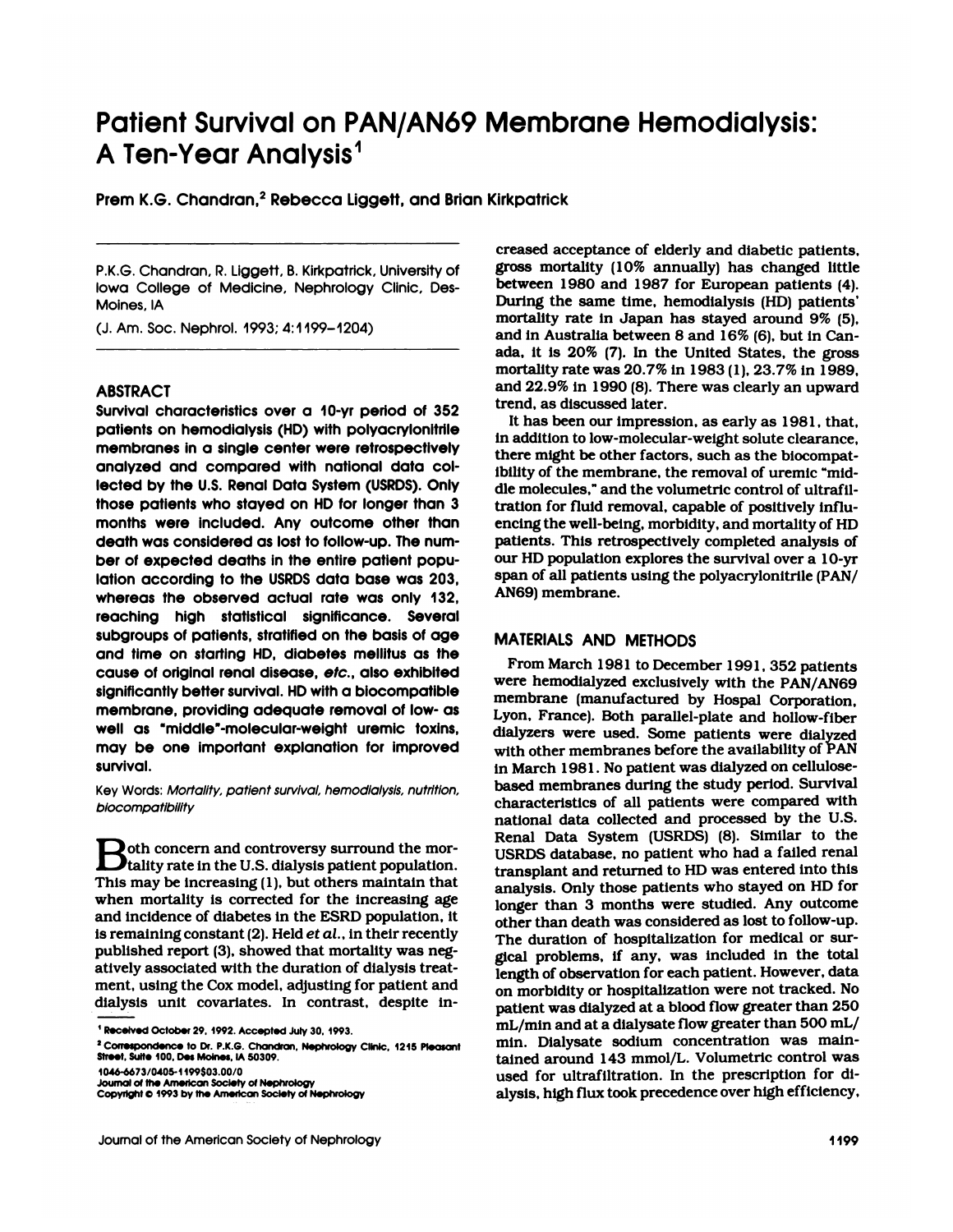# Patient Survival on PAN/AN69 Membrane Hemodialysis: A Ten-Year Analysis[1]

Prem K.G. Chandran,[2] Rebecca Liggett, and Brian Kirkpatrick

P.K.G. Chandran, R. Liggett, B. Kirkpatrick, University of Iowa College of Medicine, Nephrology Clinic, Des-Moines, IA

(J. Am. Soc. Nephrol. 1993; 4:1199–1204)

## ABSTRACT

**Survival characteristics over a 10-yr period of 352 patients on hemodialysis (HD) with polyacrylonitrile membranes in a single center were retrospectively analyzed and compared with national data collected by the U.S. Renal Data System (USRDS). Only those patients who stayed on HD for longer than 3 months were included. Any outcome other than death was considered as lost to follow-up. The number of expected deaths in the entire patient population according to the USRDS data base was 203, whereas the observed actual rate was only 132, reaching high statistical significance. Several subgroups of patients, stratified on the basis of age and time on starting HD, diabetes mellitus as the cause of original renal disease, *etc.*, also exhibited significantly better survival. HD with a biocompatible membrane, providing adequate removal of low- as well as "middle"-molecular-weight uremic toxins, may be one important explanation for improved survival.**

Key Words: *Mortality, patient survival, hemodialysis, nutrition, biocompatibility*

Both concern and controversy surround the mortality rate in the U.S. dialysis patient population. This may be increasing (1), but others maintain that when mortality is corrected for the increasing age and incidence of diabetes in the ESRD population, it is remaining constant (2). Held *et al.*, in their recently published report (3), showed that mortality was negatively associated with the duration of dialysis treatment, using the Cox model, adjusting for patient and dialysis unit covariates. In contrast, despite increased acceptance of elderly and diabetic patients, gross mortality (10% annually) has changed little between 1980 and 1987 for European patients (4). During the same time, hemodialysis (HD) patients' mortality rate in Japan has stayed around 9% (5), and in Australia between 8 and 16% (6), but in Canada, it is 20% (7). In the United States, the gross mortality rate was 20.7% in 1983 (1), 23.7% in 1989, and 22.9% in 1990 (8). There was clearly an upward trend, as discussed later.

It has been our impression, as early as 1981, that, in addition to low-molecular-weight solute clearance, there might be other factors, such as the biocompatibility of the membrane, the removal of uremic "middle molecules," and the volumetric control of ultrafiltration for fluid removal, capable of positively influencing the well-being, morbidity, and mortality of HD patients. This retrospectively completed analysis of our HD population explores the survival over a 10-yr span of all patients using the polyacrylonitrile (PAN/AN69) membrane.

## MATERIALS AND METHODS

From March 1981 to December 1991, 352 patients were hemodialyzed exclusively with the PAN/AN69 membrane (manufactured by Hospal Corporation, Lyon, France). Both parallel-plate and hollow-fiber dialyzers were used. Some patients were dialyzed with other membranes before the availability of PAN in March 1981. No patient was dialyzed on cellulose-based membranes during the study period. Survival characteristics of all patients were compared with national data collected and processed by the U.S. Renal Data System (USRDS) (8). Similar to the USRDS database, no patient who had a failed renal transplant and returned to HD was entered into this analysis. Only those patients who stayed on HD for longer than 3 months were studied. Any outcome other than death was considered as lost to follow-up. The duration of hospitalization for medical or surgical problems, if any, was included in the total length of observation for each patient. However, data on morbidity or hospitalization were not tracked. No patient was dialyzed at a blood flow greater than 250 mL/min and at a dialysate flow greater than 500 mL/min. Dialysate sodium concentration was maintained around 143 mmol/L. Volumetric control was used for ultrafiltration. In the prescription for dialysis, high flux took precedence over high efficiency,

[1] Received October 29, 1992. Accepted July 30, 1993.

[2] Correspondence to Dr. P.K.G. Chandran, Nephrology Clinic, 1215 Pleasant Street, Suite 100, Des Moines, IA 50309.

1046-6673/0405-1199$03.00/0
Journal of the American Society of Nephrology
Copyright © 1993 by the American Society of Nephrology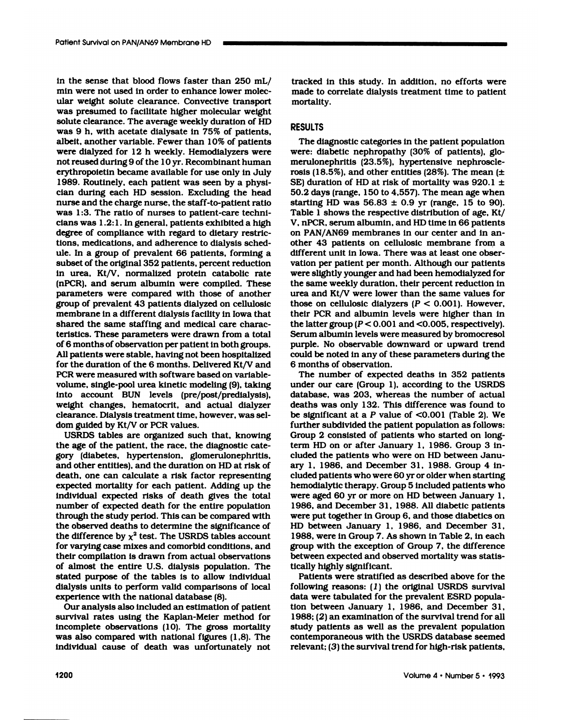in the sense that blood flows faster than 250 mL/min were not used in order to enhance lower molecular weight solute clearance. Convective transport was presumed to facilitate higher molecular weight solute clearance. The average weekly duration of HD was 9 h, with acetate dialysate in 75% of patients, albeit, another variable. Fewer than 10% of patients were dialyzed for 12 h weekly. Hemodialyzers were not reused during 9 of the 10 yr. Recombinant human erythropoietin became available for use only in July 1989. Routinely, each patient was seen by a physician during each HD session. Excluding the head nurse and the charge nurse, the staff-to-patient ratio was 1:3. The ratio of nurses to patient-care technicians was 1.2:1. In general, patients exhibited a high degree of compliance with regard to dietary restrictions, medications, and adherence to dialysis schedule. In a group of prevalent 66 patients, forming a subset of the original 352 patients, percent reduction in urea, Kt/V, normalized protein catabolic rate (nPCR), and serum albumin were compiled. These parameters were compared with those of another group of prevalent 43 patients dialyzed on cellulosic membrane in a different dialysis facility in Iowa that shared the same staffing and medical care characteristics. These parameters were drawn from a total of 6 months of observation per patient in both groups. All patients were stable, having not been hospitalized for the duration of the 6 months. Delivered Kt/V and PCR were measured with software based on variable-volume, single-pool urea kinetic modeling (9), taking into account BUN levels (pre/post/predialysis), weight changes, hematocrit, and actual dialyzer clearance. Dialysis treatment time, however, was seldom guided by Kt/V or PCR values.

USRDS tables are organized such that, knowing the age of the patient, the race, the diagnostic category (diabetes, hypertension, glomerulonephritis, and other entities), and the duration on HD at risk of death, one can calculate a risk factor representing expected mortality for each patient. Adding up the individual expected risks of death gives the total number of expected death for the entire population through the study period. This can be compared with the observed deaths to determine the significance of the difference by $\chi^2$ test. The USRDS tables account for varying case mixes and comorbid conditions, and their compilation is drawn from actual observations of almost the entire U.S. dialysis population. The stated purpose of the tables is to allow individual dialysis units to perform valid comparisons of local experience with the national database (8).

Our analysis also included an estimation of patient survival rates using the Kaplan-Meier method for incomplete observations (10). The gross mortality was also compared with national figures (1,8). The individual cause of death was unfortunately not tracked in this study. In addition, no efforts were made to correlate dialysis treatment time to patient mortality.

## RESULTS

The diagnostic categories in the patient population were: diabetic nephropathy (30% of patients), glomerulonephritis (23.5%), hypertensive nephrosclerosis (18.5%), and other entities (28%). The mean (± SE) duration of HD at risk of mortality was 920.1 ± 50.2 days (range, 150 to 4,557). The mean age when starting HD was 56.83 ± 0.9 yr (range, 15 to 90). Table 1 shows the respective distribution of age, Kt/V, nPCR, serum albumin, and HD time in 66 patients on PAN/AN69 membranes in our center and in another 43 patients on cellulosic membrane from a different unit in Iowa. There was at least one observation per patient per month. Although our patients were slightly younger and had been hemodialyzed for the same weekly duration, their percent reduction in urea and Kt/V were lower than the same values for those on cellulosic dialyzers ($P < 0.001$). However, their PCR and albumin levels were higher than in the latter group ($P < 0.001$ and $<0.005$, respectively). Serum albumin levels were measured by bromocresol purple. No observable downward or upward trend could be noted in any of these parameters during the 6 months of observation.

The number of expected deaths in 352 patients under our care (Group 1), according to the USRDS database, was 203, whereas the number of actual deaths was only 132. This difference was found to be significant at a $P$ value of $<0.001$ (Table 2). We further subdivided the patient population as follows: Group 2 consisted of patients who started on long-term HD on or after January 1, 1986. Group 3 included the patients who were on HD between January 1, 1986, and December 31, 1988. Group 4 included patients who were 60 yr or older when starting hemodialytic therapy. Group 5 included patients who were aged 60 yr or more on HD between January 1, 1986, and December 31, 1988. All diabetic patients were put together in Group 6, and those diabetics on HD between January 1, 1986, and December 31, 1988, were in Group 7. As shown in Table 2, in each group with the exception of Group 7, the difference between expected and observed mortality was statistically highly significant.

Patients were stratified as described above for the following reasons: (*1*) the original USRDS survival data were tabulated for the prevalent ESRD population between January 1, 1986, and December 31, 1988; (*2*) an examination of the survival trend for all study patients as well as the prevalent population contemporaneous with the USRDS database seemed relevant; (*3*) the survival trend for high-risk patients,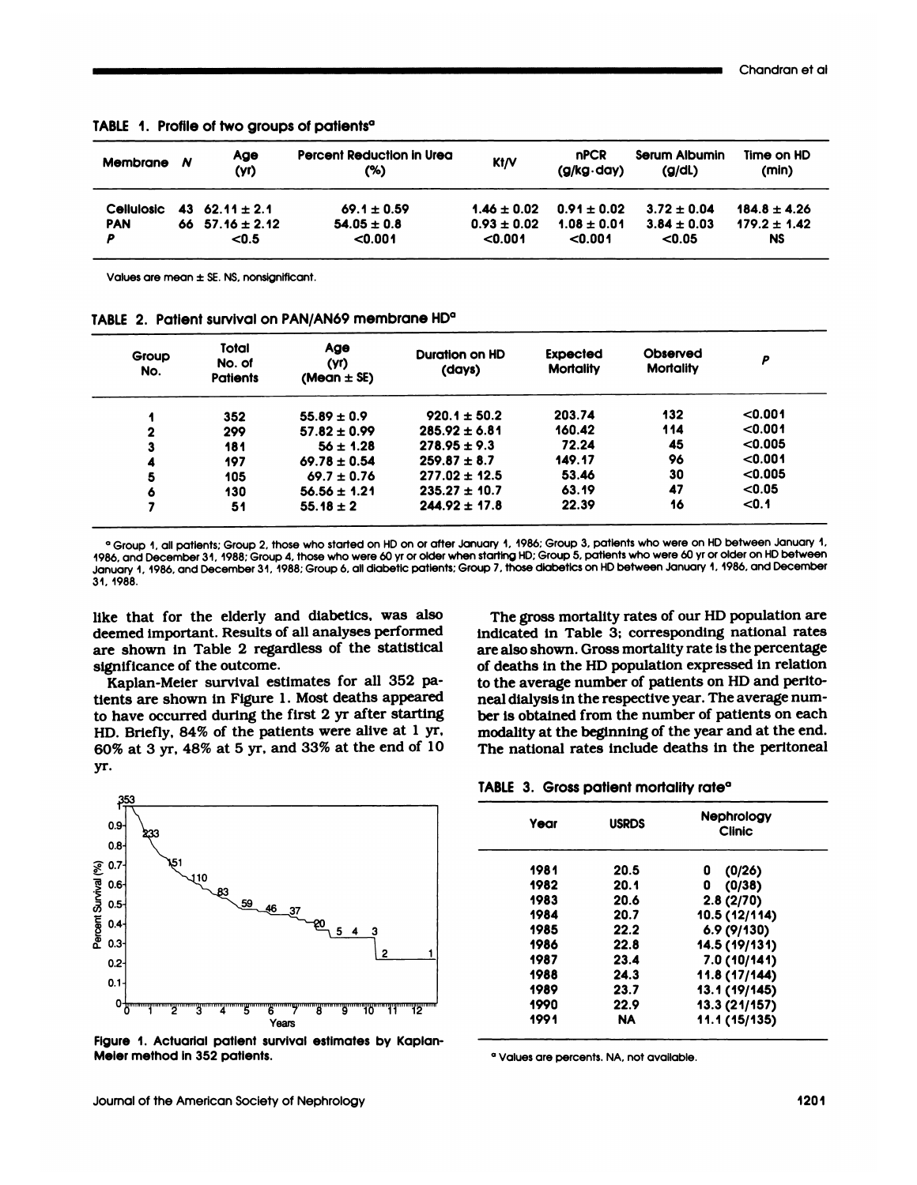**TABLE 1. Profile of two groups of patients[a]**

| Membrane | N | Age (yr) | Percent Reduction in Urea (%) | Kt/V | nPCR (g/kg·day) | Serum Albumin (g/dL) | Time on HD (min) |
|---|---|---|---|---|---|---|---|
| Cellulosic | 43 | 62.11 ± 2.1 | 69.1 ± 0.59 | 1.46 ± 0.02 | 0.91 ± 0.02 | 3.72 ± 0.04 | 184.8 ± 4.26 |
| PAN | 66 | 57.16 ± 2.12 | 54.05 ± 0.8 | 0.93 ± 0.02 | 1.08 ± 0.01 | 3.84 ± 0.03 | 179.2 ± 1.42 |
| P | | <0.5 | <0.001 | <0.001 | <0.001 | <0.05 | NS |

Values are mean ± SE. NS, nonsignificant.

**TABLE 2. Patient survival on PAN/AN69 membrane HD[a]**

| Group No. | Total No. of Patients | Age (yr) (Mean ± SE) | Duration on HD (days) | Expected Mortality | Observed Mortality | P |
|---|---|---|---|---|---|---|
| 1 | 352 | 55.89 ± 0.9 | 920.1 ± 50.2 | 203.74 | 132 | <0.001 |
| 2 | 299 | 57.82 ± 0.99 | 285.92 ± 6.81 | 160.42 | 114 | <0.001 |
| 3 | 181 | 56 ± 1.28 | 278.95 ± 9.3 | 72.24 | 45 | <0.005 |
| 4 | 197 | 69.78 ± 0.54 | 259.87 ± 8.7 | 149.17 | 96 | <0.001 |
| 5 | 105 | 69.7 ± 0.76 | 277.02 ± 12.5 | 53.46 | 30 | <0.005 |
| 6 | 130 | 56.56 ± 1.21 | 235.27 ± 10.7 | 63.19 | 47 | <0.05 |
| 7 | 51 | 55.18 ± 2 | 244.92 ± 17.8 | 22.39 | 16 | <0.1 |

[a] Group 1, all patients; Group 2, those who started on HD on or after January 1, 1986; Group 3, patients who were on HD between January 1, 1986, and December 31, 1988; Group 4, those who were 60 yr or older when starting HD; Group 5, patients who were 60 yr or older on HD between January 1, 1986, and December 31, 1988; Group 6, all diabetic patients; Group 7, those diabetics on HD between January 1, 1986, and December 31, 1988.

like that for the elderly and diabetics, was also deemed important. Results of all analyses performed are shown in Table 2 regardless of the statistical significance of the outcome.

Kaplan-Meier survival estimates for all 352 patients are shown in Figure 1. Most deaths appeared to have occurred during the first 2 yr after starting HD. Briefly, 84% of the patients were alive at 1 yr, 60% at 3 yr, 48% at 5 yr, and 33% at the end of 10 yr.

Figure 1. Actuarial patient survival estimates by Kaplan-Meier method in 352 patients.

The gross mortality rates of our HD population are indicated in Table 3; corresponding national rates are also shown. Gross mortality rate is the percentage of deaths in the HD population expressed in relation to the average number of patients on HD and peritoneal dialysis in the respective year. The average number is obtained from the number of patients on each modality at the beginning of the year and at the end. The national rates include deaths in the peritoneal

**TABLE 3. Gross patient mortality rate[a]**

| Year | USRDS | Nephrology Clinic |
|---|---|---|
| 1981 | 20.5 | 0 (0/26) |
| 1982 | 20.1 | 0 (0/38) |
| 1983 | 20.6 | 2.8 (2/70) |
| 1984 | 20.7 | 10.5 (12/114) |
| 1985 | 22.2 | 6.9 (9/130) |
| 1986 | 22.8 | 14.5 (19/131) |
| 1987 | 23.4 | 7.0 (10/141) |
| 1988 | 24.3 | 11.8 (17/144) |
| 1989 | 23.7 | 13.1 (19/145) |
| 1990 | 22.9 | 13.3 (21/157) |
| 1991 | NA | 11.1 (15/135) |

[a] Values are percents. NA, not available.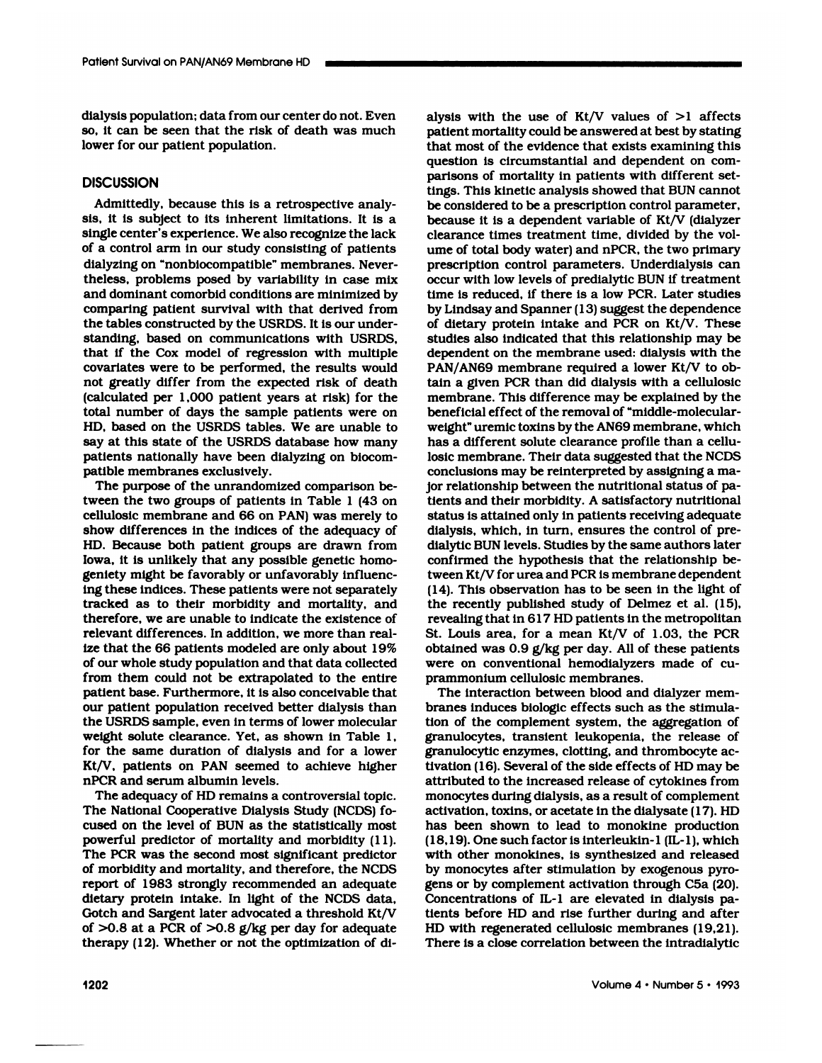dialysis population; data from our center do not. Even so, it can be seen that the risk of death was much lower for our patient population.

## DISCUSSION

Admittedly, because this is a retrospective analysis, it is subject to its inherent limitations. It is a single center's experience. We also recognize the lack of a control arm in our study consisting of patients dialyzing on "nonbiocompatible" membranes. Nevertheless, problems posed by variability in case mix and dominant comorbid conditions are minimized by comparing patient survival with that derived from the tables constructed by the USRDS. It is our understanding, based on communications with USRDS, that if the Cox model of regression with multiple covariates were to be performed, the results would not greatly differ from the expected risk of death (calculated per 1,000 patient years at risk) for the total number of days the sample patients were on HD, based on the USRDS tables. We are unable to say at this state of the USRDS database how many patients nationally have been dialyzing on biocompatible membranes exclusively.

The purpose of the unrandomized comparison between the two groups of patients in Table 1 (43 on cellulosic membrane and 66 on PAN) was merely to show differences in the indices of the adequacy of HD. Because both patient groups are drawn from Iowa, it is unlikely that any possible genetic homogeniety might be favorably or unfavorably influencing these indices. These patients were not separately tracked as to their morbidity and mortality, and therefore, we are unable to indicate the existence of relevant differences. In addition, we more than realize that the 66 patients modeled are only about 19% of our whole study population and that data collected from them could not be extrapolated to the entire patient base. Furthermore, it is also conceivable that our patient population received better dialysis than the USRDS sample, even in terms of lower molecular weight solute clearance. Yet, as shown in Table 1, for the same duration of dialysis and for a lower Kt/V, patients on PAN seemed to achieve higher nPCR and serum albumin levels.

The adequacy of HD remains a controversial topic. The National Cooperative Dialysis Study (NCDS) focused on the level of BUN as the statistically most powerful predictor of mortality and morbidity (11). The PCR was the second most significant predictor of morbidity and mortality, and therefore, the NCDS report of 1983 strongly recommended an adequate dietary protein intake. In light of the NCDS data, Gotch and Sargent later advocated a threshold Kt/V of >0.8 at a PCR of >0.8 g/kg per day for adequate therapy (12). Whether or not the optimization of dialysis with the use of Kt/V values of >1 affects patient mortality could be answered at best by stating that most of the evidence that exists examining this question is circumstantial and dependent on comparisons of mortality in patients with different settings. This kinetic analysis showed that BUN cannot be considered to be a prescription control parameter, because it is a dependent variable of Kt/V (dialyzer clearance times treatment time, divided by the volume of total body water) and nPCR, the two primary prescription control parameters. Underdialysis can occur with low levels of predialytic BUN if treatment time is reduced, if there is a low PCR. Later studies by Lindsay and Spanner (13) suggest the dependence of dietary protein intake and PCR on Kt/V. These studies also indicated that this relationship may be dependent on the membrane used: dialysis with the PAN/AN69 membrane required a lower Kt/V to obtain a given PCR than did dialysis with a cellulosic membrane. This difference may be explained by the beneficial effect of the removal of "middle-molecular-weight" uremic toxins by the AN69 membrane, which has a different solute clearance profile than a cellulosic membrane. Their data suggested that the NCDS conclusions may be reinterpreted by assigning a major relationship between the nutritional status of patients and their morbidity. A satisfactory nutritional status is attained only in patients receiving adequate dialysis, which, in turn, ensures the control of predialytic BUN levels. Studies by the same authors later confirmed the hypothesis that the relationship between Kt/V for urea and PCR is membrane dependent (14). This observation has to be seen in the light of the recently published study of Delmez et al. (15), revealing that in 617 HD patients in the metropolitan St. Louis area, for a mean Kt/V of 1.03, the PCR obtained was 0.9 g/kg per day. All of these patients were on conventional hemodialyzers made of cuprammonium cellulosic membranes.

The interaction between blood and dialyzer membranes induces biologic effects such as the stimulation of the complement system, the aggregation of granulocytes, transient leukopenia, the release of granulocytic enzymes, clotting, and thrombocyte activation (16). Several of the side effects of HD may be attributed to the increased release of cytokines from monocytes during dialysis, as a result of complement activation, toxins, or acetate in the dialysate (17). HD has been shown to lead to monokine production (18,19). One such factor is interleukin-1 (IL-1), which with other monokines, is synthesized and released by monocytes after stimulation by exogenous pyrogens or by complement activation through C5a (20). Concentrations of IL-1 are elevated in dialysis patients before HD and rise further during and after HD with regenerated cellulosic membranes (19,21). There is a close correlation between the intradialytic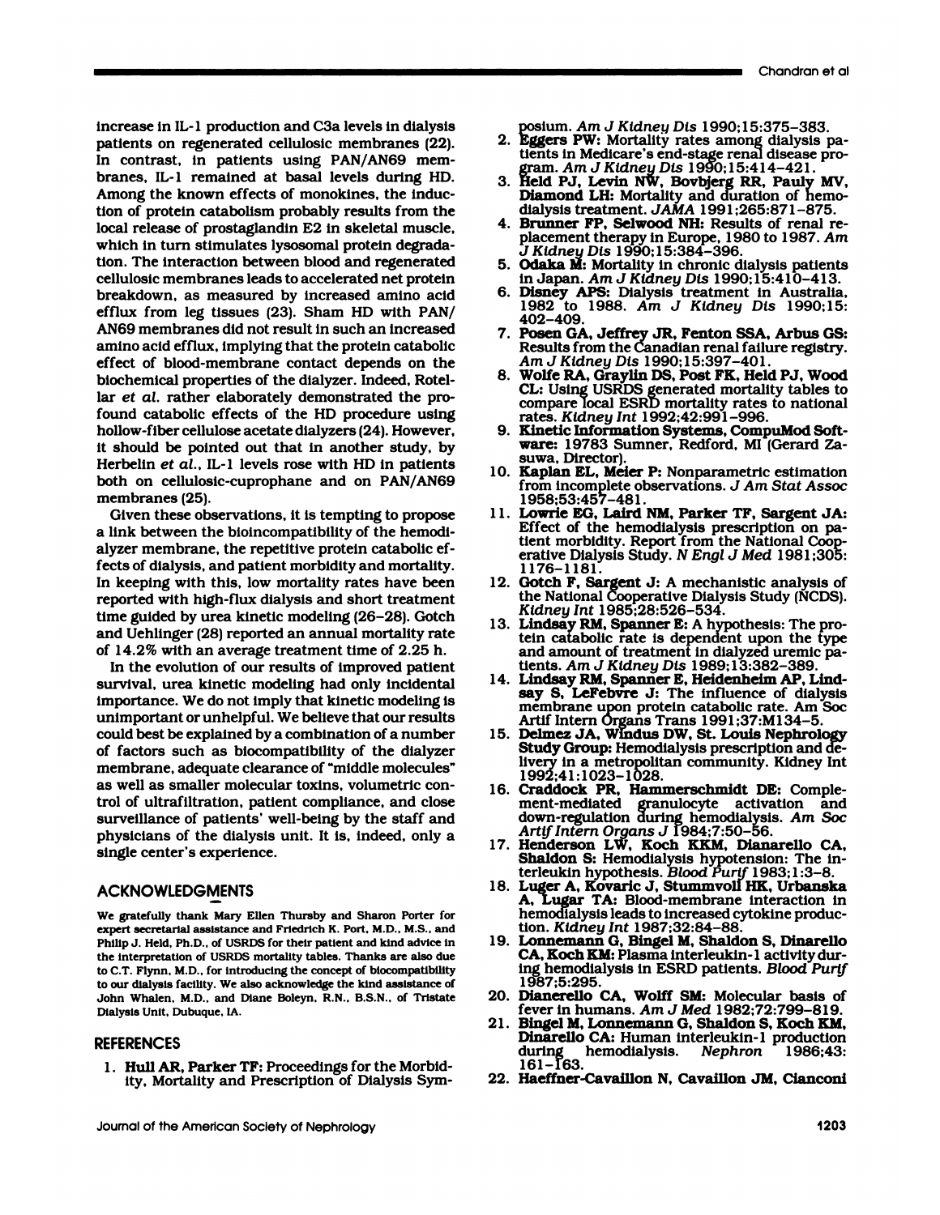increase in IL-1 production and C3a levels in dialysis patients on regenerated cellulosic membranes (22). In contrast, in patients using PAN/AN69 membranes, IL-1 remained at basal levels during HD. Among the known effects of monokines, the induction of protein catabolism probably results from the local release of prostaglandin E2 in skeletal muscle, which in turn stimulates lysosomal protein degradation. The interaction between blood and regenerated cellulosic membranes leads to accelerated net protein breakdown, as measured by increased amino acid efflux from leg tissues (23). Sham HD with PAN/AN69 membranes did not result in such an increased amino acid efflux, implying that the protein catabolic effect of blood-membrane contact depends on the biochemical properties of the dialyzer. Indeed, Rotellar *et al.* rather elaborately demonstrated the profound catabolic effects of the HD procedure using hollow-fiber cellulose acetate dialyzers (24). However, it should be pointed out that in another study, by Herbelin *et al.*, IL-1 levels rose with HD in patients both on cellulosic-cuprophane and on PAN/AN69 membranes (25).

Given these observations, it is tempting to propose a link between the bioincompatibility of the hemodialyzer membrane, the repetitive protein catabolic effects of dialysis, and patient morbidity and mortality. In keeping with this, low mortality rates have been reported with high-flux dialysis and short treatment time guided by urea kinetic modeling (26-28). Gotch and Uehlinger (28) reported an annual mortality rate of 14.2% with an average treatment time of 2.25 h.

In the evolution of our results of improved patient survival, urea kinetic modeling had only incidental importance. We do not imply that kinetic modeling is unimportant or unhelpful. We believe that our results could best be explained by a combination of a number of factors such as biocompatibility of the dialyzer membrane, adequate clearance of "middle molecules" as well as smaller molecular toxins, volumetric control of ultrafiltration, patient compliance, and close surveillance of patients' well-being by the staff and physicians of the dialysis unit. It is, indeed, only a single center's experience.

## ACKNOWLEDGMENTS

We gratefully thank Mary Ellen Thursby and Sharon Porter for expert secretarial assistance and Friedrich K. Port, M.D., M.S., and Philip J. Held, Ph.D., of USRDS for their patient and kind advice in the interpretation of USRDS mortality tables. Thanks are also due to C.T. Flynn, M.D., for introducing the concept of biocompatibility to our dialysis facility. We also acknowledge the kind assistance of John Whalen, M.D., and Diane Boleyn, R.N., B.S.N., of Tristate Dialysis Unit, Dubuque, IA.

## REFERENCES

1. **Hull AR, Parker TF:** Proceedings for the Morbidity, Mortality and Prescription of Dialysis Symposium. *Am J Kidney Dis* 1990;15:375–383.
2. **Eggers PW:** Mortality rates among dialysis patients in Medicare's end-stage renal disease program. *Am J Kidney Dis* 1990;15:414–421.
3. **Held PJ, Levin NW, Bovbjerg RR, Pauly MV, Diamond LH:** Mortality and duration of hemodialysis treatment. *JAMA* 1991;265:871–875.
4. **Brunner FP, Selwood NH:** Results of renal replacement therapy in Europe, 1980 to 1987. *Am J Kidney Dis* 1990;15:384–396.
5. **Odaka M:** Mortality in chronic dialysis patients in Japan. *Am J Kidney Dis* 1990;15:410–413.
6. **Disney APS:** Dialysis treatment in Australia, 1982 to 1988. *Am J Kidney Dis* 1990;15:402–409.
7. **Posen GA, Jeffrey JR, Fenton SSA, Arbus GS:** Results from the Canadian renal failure registry. *Am J Kidney Dis* 1990;15:397–401.
8. **Wolfe RA, Graylin DS, Post FK, Held PJ, Wood CL:** Using USRDS generated mortality tables to compare local ESRD mortality rates to national rates. *Kidney Int* 1992;42:991–996.
9. **Kinetic Information Systems, CompuMod Software:** 19783 Sumner, Redford, MI (Gerard Zasuwa, Director).
10. **Kaplan EL, Meier P:** Nonparametric estimation from incomplete observations. *J Am Stat Assoc* 1958;53:457–481.
11. **Lowrie EG, Laird NM, Parker TF, Sargent JA:** Effect of the hemodialysis prescription on patient morbidity. Report from the National Cooperative Dialysis Study. *N Engl J Med* 1981;305:1176–1181.
12. **Gotch F, Sargent J:** A mechanistic analysis of the National Cooperative Dialysis Study (NCDS). *Kidney Int* 1985;28:526–534.
13. **Lindsay RM, Spanner E:** A hypothesis: The protein catabolic rate is dependent upon the type and amount of treatment in dialyzed uremic patients. *Am J Kidney Dis* 1989;13:382–389.
14. **Lindsay RM, Spanner E, Heidenheim AP, Lindsay S, LeFebvre J:** The influence of dialysis membrane upon protein catabolic rate. Am Soc Artif Intern Organs Trans 1991;37:M134–5.
15. **Delmez JA, Windus DW, St. Louis Nephrology Study Group:** Hemodialysis prescription and delivery in a metropolitan community. Kidney Int 1992;41:1023–1028.
16. **Craddock PR, Hammerschmidt DE:** Complement-mediated granulocyte activation and down-regulation during hemodialysis. *Am Soc Artif Intern Organs J* 1984;7:50–56.
17. **Henderson LW, Koch KKM, Dianarello CA, Shaldon S:** Hemodialysis hypotension: The interleukin hypothesis. *Blood Purif* 1983;1:3–8.
18. **Luger A, Kovaric J, Stummvoll HK, Urbanska A, Lugar TA:** Blood-membrane interaction in hemodialysis leads to increased cytokine production. *Kidney Int* 1987;32:84–88.
19. **Lonnemann G, Bingel M, Shaldon S, Dinarello CA, Koch KM:** Plasma interleukin-1 activity during hemodialysis in ESRD patients. *Blood Purif* 1987;5:295.
20. **Dianerello CA, Wolff SM:** Molecular basis of fever in humans. *Am J Med* 1982;72:799–819.
21. **Bingel M, Lonnemann G, Shaldon S, Koch KM, Dinarello CA:** Human interleukin-1 production during hemodialysis. *Nephron* 1986;43:161–163.
22. **Haeffner-Cavaillon N, Cavaillon JM, Cianconi**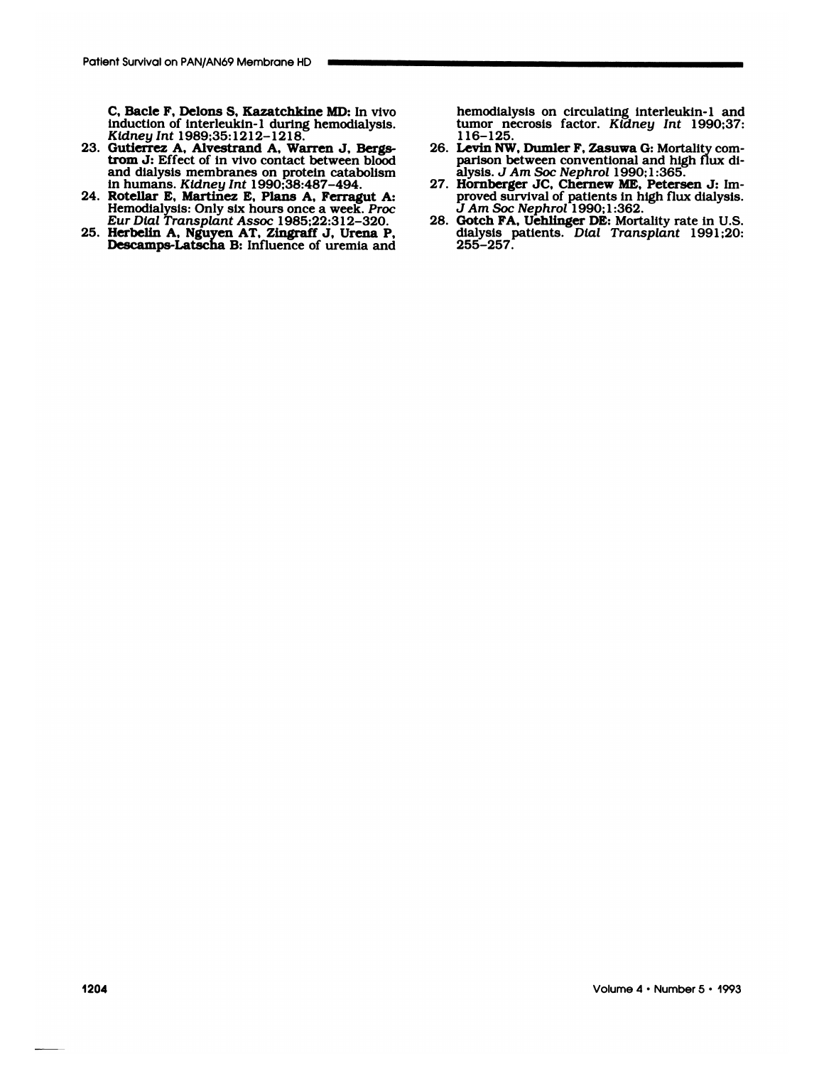C, **Bacle F, Delons S, Kazatchkine MD:** In vivo induction of interleukin-1 during hemodialysis. *Kidney Int* 1989;35:1212–1218.

23. **Gutierrez A, Alvestrand A, Warren J, Bergstrom J:** Effect of in vivo contact between blood and dialysis membranes on protein catabolism in humans. *Kidney Int* 1990;38:487–494.
24. **Rotellar E, Martinez E, Plans A, Ferragut A:** Hemodialysis: Only six hours once a week. *Proc Eur Dial Transplant Assoc* 1985;22:312–320.
25. **Herbelin A, Nguyen AT, Zingraff J, Urena P, Descamps-Latscha B:** Influence of uremia and hemodialysis on circulating interleukin-1 and tumor necrosis factor. *Kidney Int* 1990;37: 116–125.
26. **Levin NW, Dumler F, Zasuwa G:** Mortality comparison between conventional and high flux dialysis. *J Am Soc Nephrol* 1990;1:365.
27. **Hornberger JC, Chernew ME, Petersen J:** Improved survival of patients in high flux dialysis. *J Am Soc Nephrol* 1990;1:362.
28. **Gotch FA, Uehlinger DE:** Mortality rate in U.S. dialysis patients. *Dial Transplant* 1991;20: 255–257.